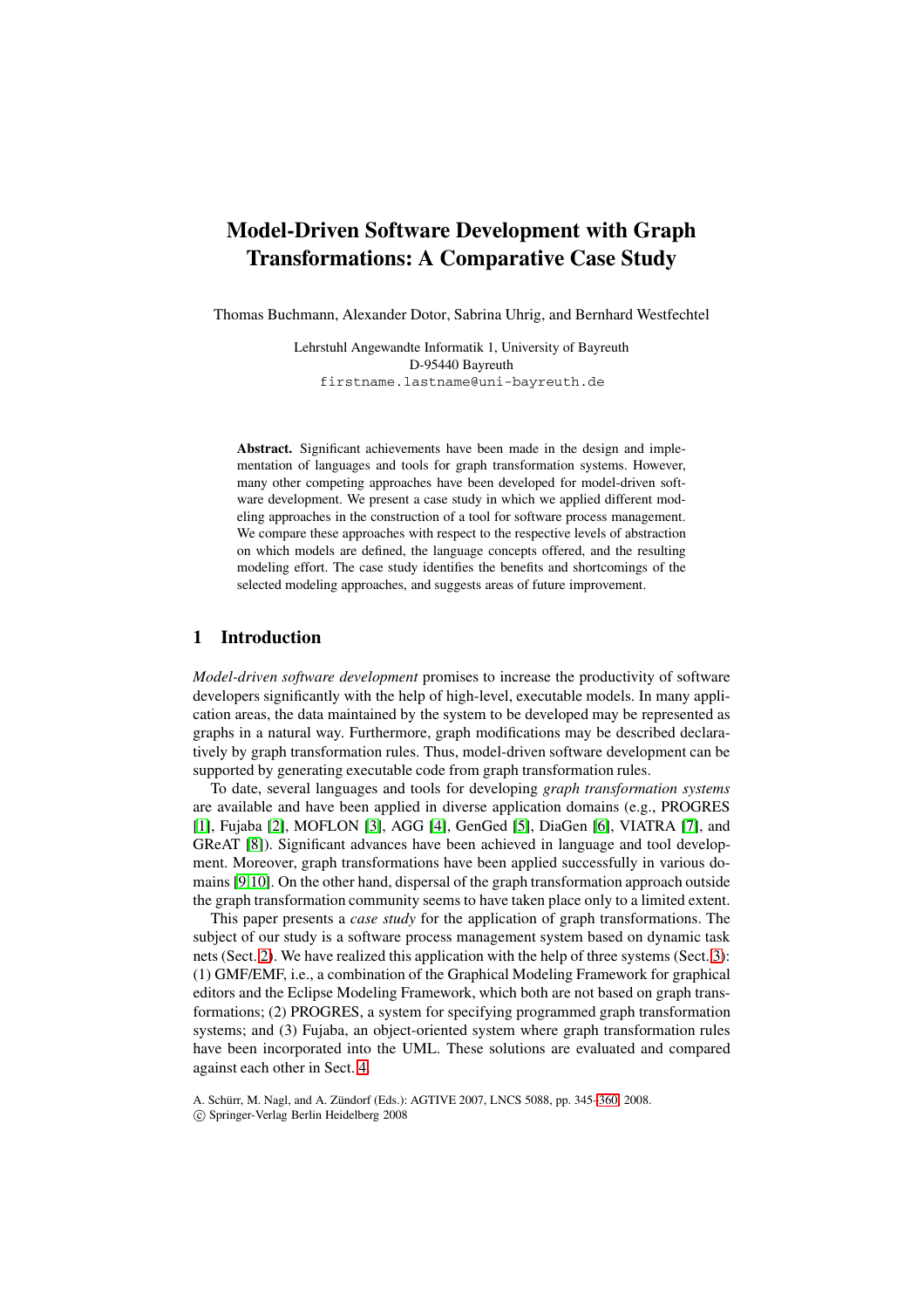# Model-Driven Software Development with Graph Transformations: A Comparative Case Study

Thomas Buchmann, Alexander Dotor, Sabrina Uhrig, and Bernhard Westfechtel

Lehrstuhl Angewandte Informatik 1, University of Bayreuth
D-95440 Bayreuth
firstname.lastname@uni-bayreuth.de

**Abstract.** Significant achievements have been made in the design and implementation of languages and tools for graph transformation systems. However, many other competing approaches have been developed for model-driven software development. We present a case study in which we applied different modeling approaches in the construction of a tool for software process management. We compare these approaches with respect to the respective levels of abstraction on which models are defined, the language concepts offered, and the resulting modeling effort. The case study identifies the benefits and shortcomings of the selected modeling approaches, and suggests areas of future improvement.

## 1 Introduction

*Model-driven software development* promises to increase the productivity of software developers significantly with the help of high-level, executable models. In many application areas, the data maintained by the system to be developed may be represented as graphs in a natural way. Furthermore, graph modifications may be described declaratively by graph transformation rules. Thus, model-driven software development can be supported by generating executable code from graph transformation rules.

To date, several languages and tools for developing *graph transformation systems* are available and have been applied in diverse application domains (e.g., PROGRES [1], Fujaba [2], MOFLON [3], AGG [4], GenGed [5], DiaGen [6], VIATRA [7], and GReAT [8]). Significant advances have been achieved in language and tool development. Moreover, graph transformations have been applied successfully in various domains [9,10]. On the other hand, dispersal of the graph transformation approach outside the graph transformation community seems to have taken place only to a limited extent.

This paper presents a *case study* for the application of graph transformations. The subject of our study is a software process management system based on dynamic task nets (Sect. 2). We have realized this application with the help of three systems (Sect. 3): (1) GMF/EMF, i.e., a combination of the Graphical Modeling Framework for graphical editors and the Eclipse Modeling Framework, which both are not based on graph transformations; (2) PROGRES, a system for specifying programmed graph transformation systems; and (3) Fujaba, an object-oriented system where graph transformation rules have been incorporated into the UML. These solutions are evaluated and compared against each other in Sect. 4.

A. Schürr, M. Nagl, and A. Zündorf (Eds.): AGTIVE 2007, LNCS 5088, pp. 345–360, 2008.
© Springer-Verlag Berlin Heidelberg 2008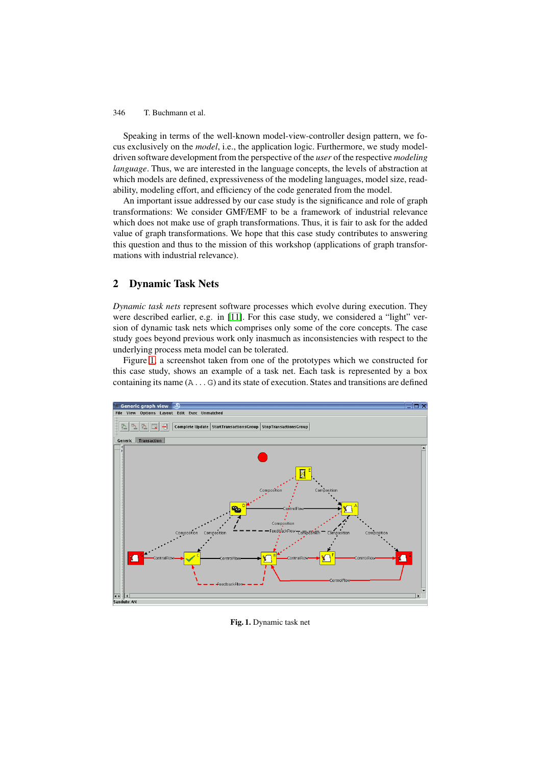Speaking in terms of the well-known model-view-controller design pattern, we focus exclusively on the *model*, i.e., the application logic. Furthermore, we study model-driven software development from the perspective of the *user* of the respective *modeling language*. Thus, we are interested in the language concepts, the levels of abstraction at which models are defined, expressiveness of the modeling languages, model size, readability, modeling effort, and efficiency of the code generated from the model.

An important issue addressed by our case study is the significance and role of graph transformations: We consider GMF/EMF to be a framework of industrial relevance which does not make use of graph transformations. Thus, it is fair to ask for the added value of graph transformations. We hope that this case study contributes to answering this question and thus to the mission of this workshop (applications of graph transformations with industrial relevance).

## 2 Dynamic Task Nets

*Dynamic task nets* represent software processes which evolve during execution. They were described earlier, e.g. in [11]. For this case study, we considered a "light" version of dynamic task nets which comprises only some of the core concepts. The case study goes beyond previous work only inasmuch as inconsistencies with respect to the underlying process meta model can be tolerated.

Figure 1, a screenshot taken from one of the prototypes which we constructed for this case study, shows an example of a task net. Each task is represented by a box containing its name (`A` . . . `G`) and its state of execution. States and transitions are defined

**Fig. 1.** Dynamic task net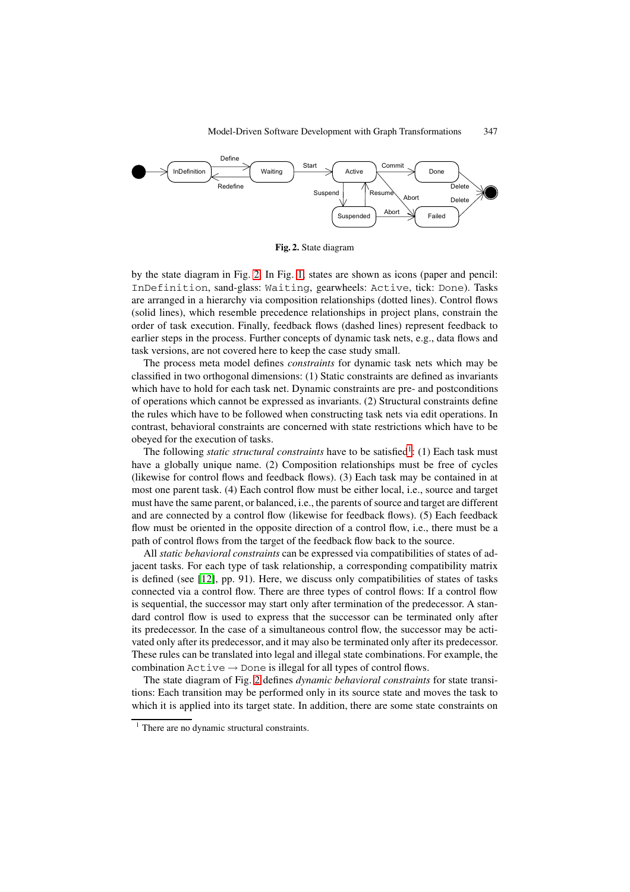**Fig. 2.** State diagram

by the state diagram in Fig. 2. In Fig. 1, states are shown as icons (paper and pencil: `InDefinition`, sand-glass: `Waiting`, gearwheels: `Active`, tick: `Done`). Tasks are arranged in a hierarchy via composition relationships (dotted lines). Control flows (solid lines), which resemble precedence relationships in project plans, constrain the order of task execution. Finally, feedback flows (dashed lines) represent feedback to earlier steps in the process. Further concepts of dynamic task nets, e.g., data flows and task versions, are not covered here to keep the case study small.

The process meta model defines *constraints* for dynamic task nets which may be classified in two orthogonal dimensions: (1) Static constraints are defined as invariants which have to hold for each task net. Dynamic constraints are pre- and postconditions of operations which cannot be expressed as invariants. (2) Structural constraints define the rules which have to be followed when constructing task nets via edit operations. In contrast, behavioral constraints are concerned with state restrictions which have to be obeyed for the execution of tasks.

The following *static structural constraints* have to be satisfied[1]: (1) Each task must have a globally unique name. (2) Composition relationships must be free of cycles (likewise for control flows and feedback flows). (3) Each task may be contained in at most one parent task. (4) Each control flow must be either local, i.e., source and target must have the same parent, or balanced, i.e., the parents of source and target are different and are connected by a control flow (likewise for feedback flows). (5) Each feedback flow must be oriented in the opposite direction of a control flow, i.e., there must be a path of control flows from the target of the feedback flow back to the source.

All *static behavioral constraints* can be expressed via compatibilities of states of adjacent tasks. For each type of task relationship, a corresponding compatibility matrix is defined (see [12], pp. 91). Here, we discuss only compatibilities of states of tasks connected via a control flow. There are three types of control flows: If a control flow is sequential, the successor may start only after termination of the predecessor. A standard control flow is used to express that the successor can be terminated only after its predecessor. In the case of a simultaneous control flow, the successor may be activated only after its predecessor, and it may also be terminated only after its predecessor. These rules can be translated into legal and illegal state combinations. For example, the combination `Active` $\rightarrow$ `Done` is illegal for all types of control flows.

The state diagram of Fig. 2 defines *dynamic behavioral constraints* for state transitions: Each transition may be performed only in its source state and moves the task to which it is applied into its target state. In addition, there are some state constraints on

[1] There are no dynamic structural constraints.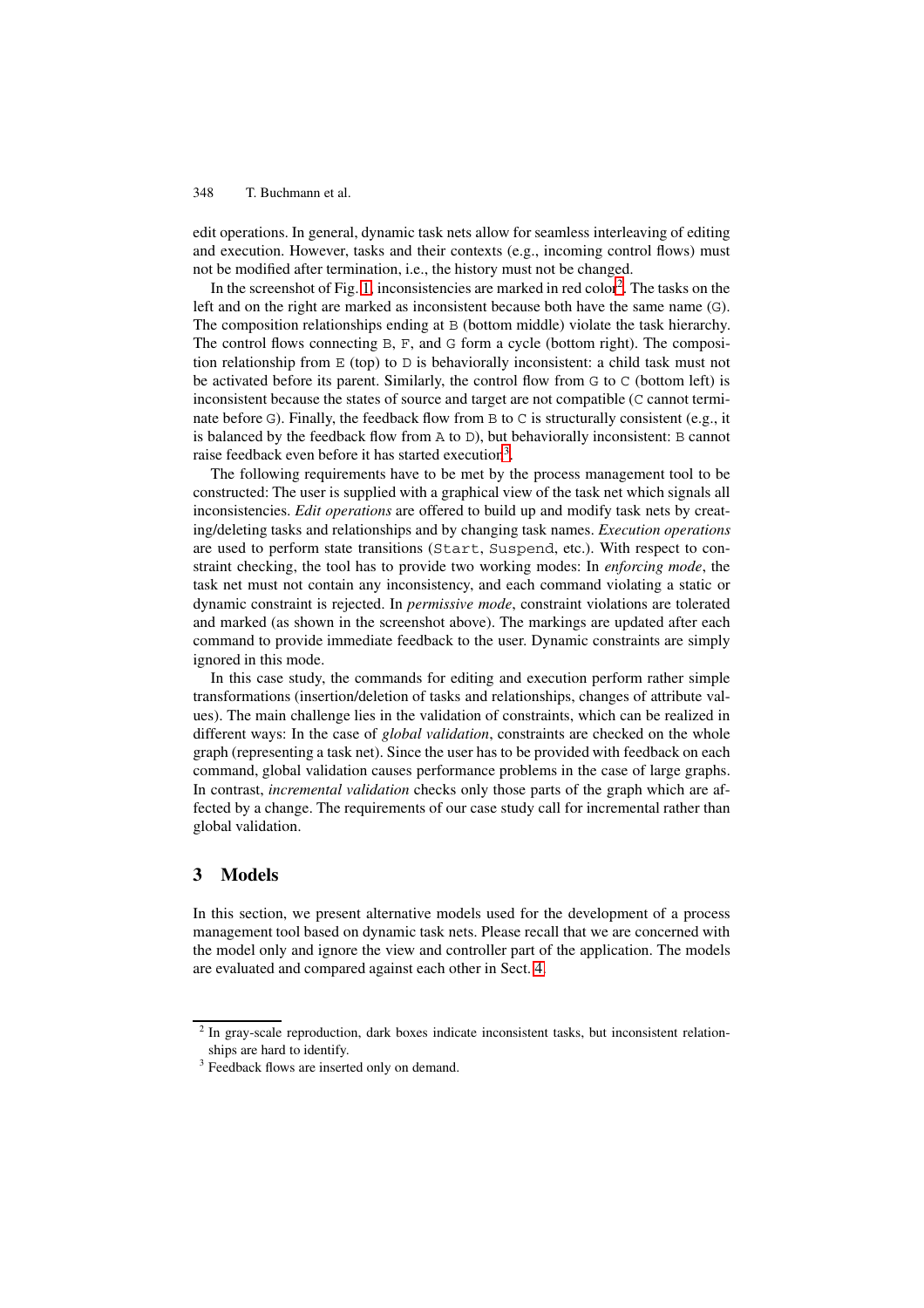edit operations. In general, dynamic task nets allow for seamless interleaving of editing and execution. However, tasks and their contexts (e.g., incoming control flows) must not be modified after termination, i.e., the history must not be changed.

In the screenshot of Fig. 1, inconsistencies are marked in red color[2]. The tasks on the left and on the right are marked as inconsistent because both have the same name (G). The composition relationships ending at B (bottom middle) violate the task hierarchy. The control flows connecting B, F, and G form a cycle (bottom right). The composition relationship from E (top) to D is behaviorally inconsistent: a child task must not be activated before its parent. Similarly, the control flow from G to C (bottom left) is inconsistent because the states of source and target are not compatible (C cannot terminate before G). Finally, the feedback flow from B to C is structurally consistent (e.g., it is balanced by the feedback flow from A to D), but behaviorally inconsistent: B cannot raise feedback even before it has started execution[3].

The following requirements have to be met by the process management tool to be constructed: The user is supplied with a graphical view of the task net which signals all inconsistencies. *Edit operations* are offered to build up and modify task nets by creating/deleting tasks and relationships and by changing task names. *Execution operations* are used to perform state transitions (Start, Suspend, etc.). With respect to constraint checking, the tool has to provide two working modes: In *enforcing mode*, the task net must not contain any inconsistency, and each command violating a static or dynamic constraint is rejected. In *permissive mode*, constraint violations are tolerated and marked (as shown in the screenshot above). The markings are updated after each command to provide immediate feedback to the user. Dynamic constraints are simply ignored in this mode.

In this case study, the commands for editing and execution perform rather simple transformations (insertion/deletion of tasks and relationships, changes of attribute values). The main challenge lies in the validation of constraints, which can be realized in different ways: In the case of *global validation*, constraints are checked on the whole graph (representing a task net). Since the user has to be provided with feedback on each command, global validation causes performance problems in the case of large graphs. In contrast, *incremental validation* checks only those parts of the graph which are affected by a change. The requirements of our case study call for incremental rather than global validation.

## 3 Models

In this section, we present alternative models used for the development of a process management tool based on dynamic task nets. Please recall that we are concerned with the model only and ignore the view and controller part of the application. The models are evaluated and compared against each other in Sect. 4.

[2] In gray-scale reproduction, dark boxes indicate inconsistent tasks, but inconsistent relationships are hard to identify.

[3] Feedback flows are inserted only on demand.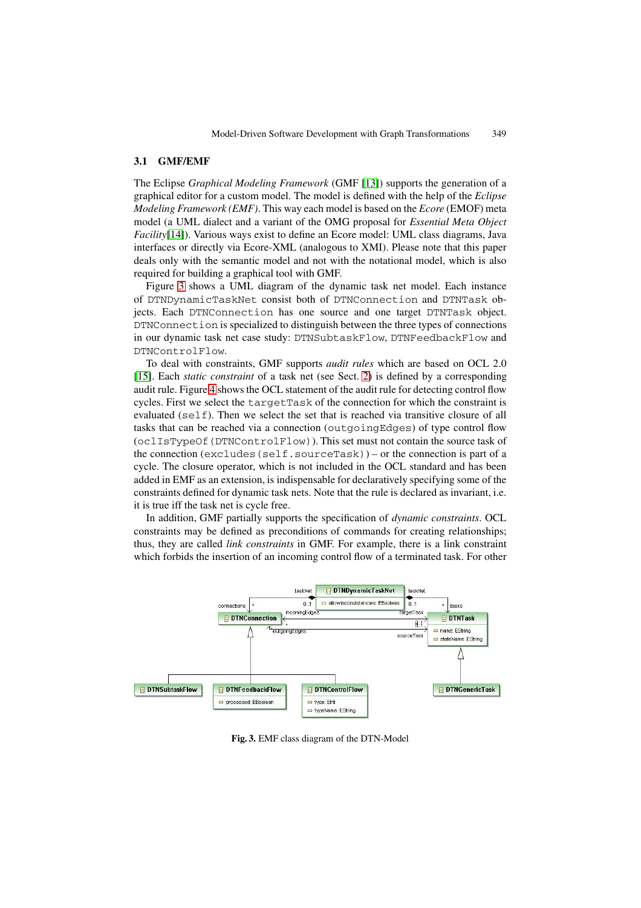### 3.1 GMF/EMF

The Eclipse *Graphical Modeling Framework* (GMF [13]) supports the generation of a graphical editor for a custom model. The model is defined with the help of the *Eclipse Modeling Framework (EMF)*. This way each model is based on the *Ecore* (EMOF) meta model (a UML dialect and a variant of the OMG proposal for *Essential Meta Object Facility*[14]). Various ways exist to define an Ecore model: UML class diagrams, Java interfaces or directly via Ecore-XML (analogous to XMI). Please note that this paper deals only with the semantic model and not with the notational model, which is also required for building a graphical tool with GMF.

Figure 3 shows a UML diagram of the dynamic task net model. Each instance of `DTNDynamicTaskNet` consist both of `DTNConnection` and `DTNTask` objects. Each `DTNConnection` has one source and one target `DTNTask` object. `DTNConnection` is specialized to distinguish between the three types of connections in our dynamic task net case study: `DTNSubtaskFlow`, `DTNFeedbackFlow` and `DTNControlFlow`.

To deal with constraints, GMF supports *audit rules* which are based on OCL 2.0 [15]. Each *static constraint* of a task net (see Sect. 2) is defined by a corresponding audit rule. Figure 4 shows the OCL statement of the audit rule for detecting control flow cycles. First we select the `targetTask` of the connection for which the constraint is evaluated (`self`). Then we select the set that is reached via transitive closure of all tasks that can be reached via a connection (`outgoingEdges`) of type control flow (`oclIsTypeOf(DTNControlFlow)`). This set must not contain the source task of the connection (`excludes(self.sourceTask)`) – or the connection is part of a cycle. The closure operator, which is not included in the OCL standard and has been added in EMF as an extension, is indispensable for declaratively specifying some of the constraints defined for dynamic task nets. Note that the rule is declared as invariant, i.e. it is true iff the task net is cycle free.

In addition, GMF partially supports the specification of *dynamic constraints*. OCL constraints may be defined as preconditions of commands for creating relationships; thus, they are called *link constraints* in GMF. For example, there is a link constraint which forbids the insertion of an incoming control flow of a terminated task. For other

**Fig. 3.** EMF class diagram of the DTN-Model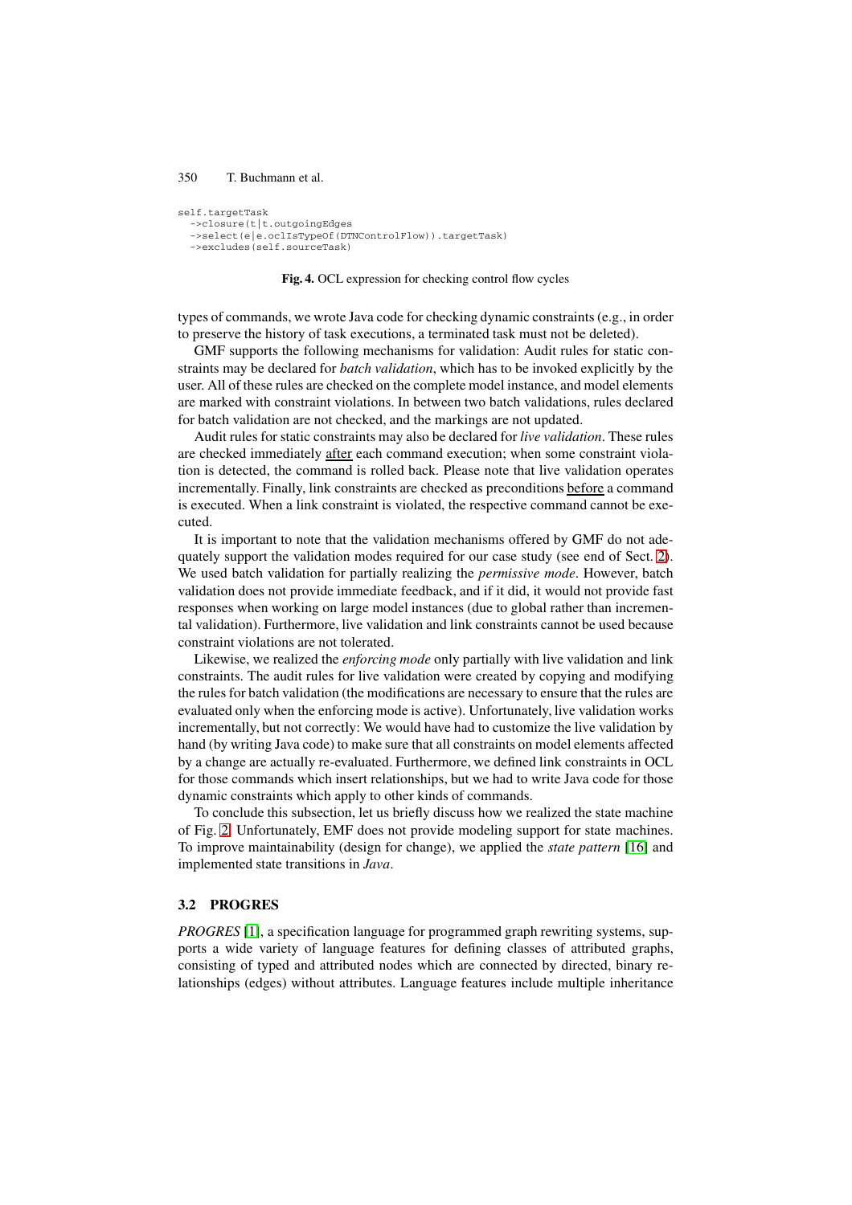```
self.targetTask
  ->closure(t|t.outgoingEdges
  ->select(e|e.oclIsTypeOf(DTNControlFlow)).targetTask)
  ->excludes(self.sourceTask)
```

**Fig. 4.** OCL expression for checking control flow cycles

types of commands, we wrote Java code for checking dynamic constraints (e.g., in order to preserve the history of task executions, a terminated task must not be deleted).

GMF supports the following mechanisms for validation: Audit rules for static constraints may be declared for *batch validation*, which has to be invoked explicitly by the user. All of these rules are checked on the complete model instance, and model elements are marked with constraint violations. In between two batch validations, rules declared for batch validation are not checked, and the markings are not updated.

Audit rules for static constraints may also be declared for *live validation*. These rules are checked immediately after each command execution; when some constraint violation is detected, the command is rolled back. Please note that live validation operates incrementally. Finally, link constraints are checked as preconditions before a command is executed. When a link constraint is violated, the respective command cannot be executed.

It is important to note that the validation mechanisms offered by GMF do not adequately support the validation modes required for our case study (see end of Sect. 2). We used batch validation for partially realizing the *permissive mode*. However, batch validation does not provide immediate feedback, and if it did, it would not provide fast responses when working on large model instances (due to global rather than incremental validation). Furthermore, live validation and link constraints cannot be used because constraint violations are not tolerated.

Likewise, we realized the *enforcing mode* only partially with live validation and link constraints. The audit rules for live validation were created by copying and modifying the rules for batch validation (the modifications are necessary to ensure that the rules are evaluated only when the enforcing mode is active). Unfortunately, live validation works incrementally, but not correctly: We would have had to customize the live validation by hand (by writing Java code) to make sure that all constraints on model elements affected by a change are actually re-evaluated. Furthermore, we defined link constraints in OCL for those commands which insert relationships, but we had to write Java code for those dynamic constraints which apply to other kinds of commands.

To conclude this subsection, let us briefly discuss how we realized the state machine of Fig. 2. Unfortunately, EMF does not provide modeling support for state machines. To improve maintainability (design for change), we applied the *state pattern* [16] and implemented state transitions in *Java*.

### 3.2 PROGRES

*PROGRES* [1], a specification language for programmed graph rewriting systems, supports a wide variety of language features for defining classes of attributed graphs, consisting of typed and attributed nodes which are connected by directed, binary relationships (edges) without attributes. Language features include multiple inheritance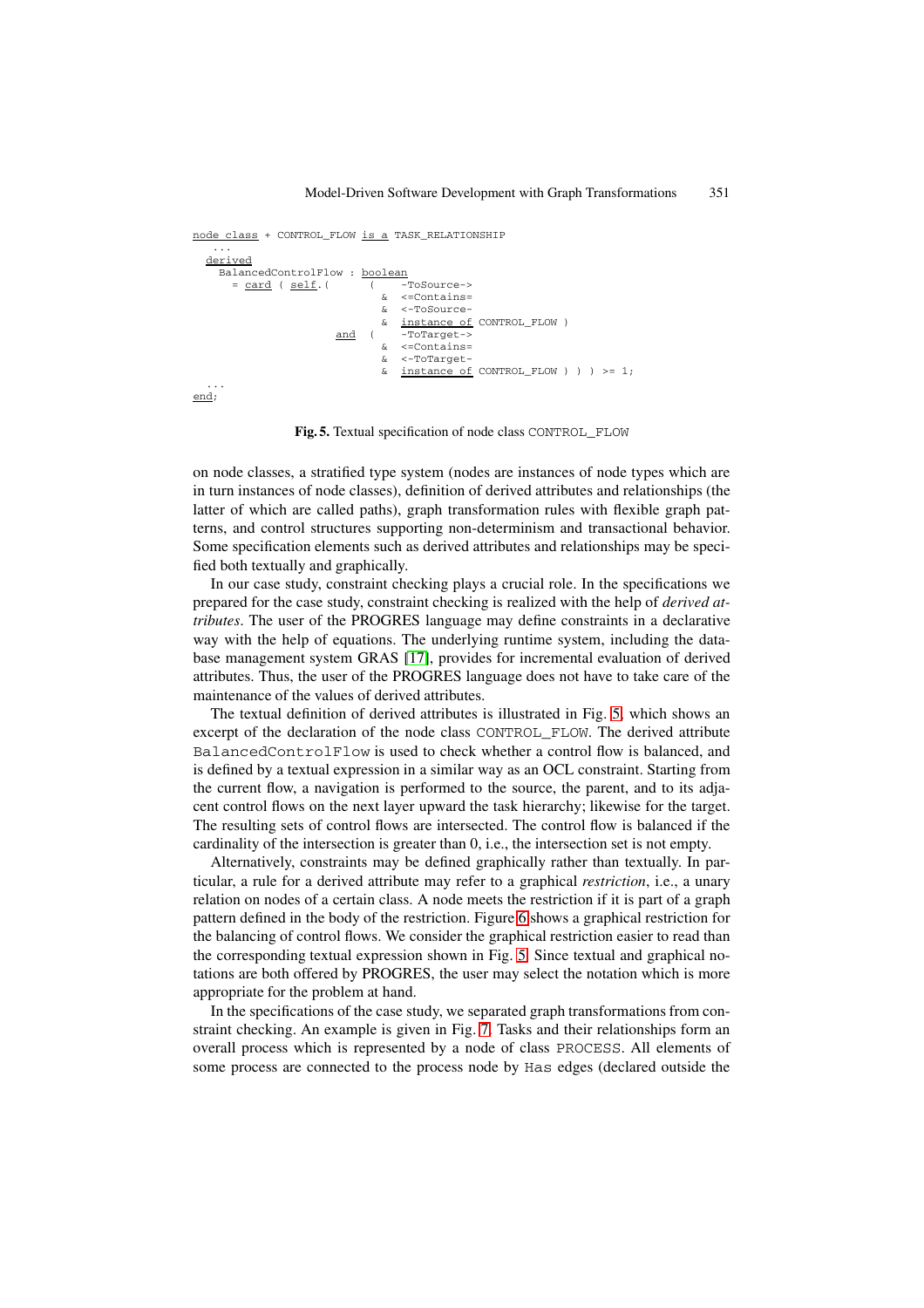```
node class + CONTROL_FLOW is a TASK_RELATIONSHIP
  ...
  derived
    BalancedControlFlow : boolean
      = card ( self.(       (    -ToSource->
                             &   <=Contains=
                             &   <-ToSource-
                             &   instance of CONTROL_FLOW )
                        and  (   -ToTarget->
                             &   <=Contains=
                             &   <-ToTarget-
                             &   instance of CONTROL_FLOW ) ) ) >= 1;
  ...
end;
```

**Fig. 5.** Textual specification of node class CONTROL_FLOW

on node classes, a stratified type system (nodes are instances of node types which are in turn instances of node classes), definition of derived attributes and relationships (the latter of which are called paths), graph transformation rules with flexible graph patterns, and control structures supporting non-determinism and transactional behavior. Some specification elements such as derived attributes and relationships may be specified both textually and graphically.

In our case study, constraint checking plays a crucial role. In the specifications we prepared for the case study, constraint checking is realized with the help of *derived attributes*. The user of the PROGRES language may define constraints in a declarative way with the help of equations. The underlying runtime system, including the database management system GRAS [17], provides for incremental evaluation of derived attributes. Thus, the user of the PROGRES language does not have to take care of the maintenance of the values of derived attributes.

The textual definition of derived attributes is illustrated in Fig. 5, which shows an excerpt of the declaration of the node class CONTROL_FLOW. The derived attribute BalancedControlFlow is used to check whether a control flow is balanced, and is defined by a textual expression in a similar way as an OCL constraint. Starting from the current flow, a navigation is performed to the source, the parent, and to its adjacent control flows on the next layer upward the task hierarchy; likewise for the target. The resulting sets of control flows are intersected. The control flow is balanced if the cardinality of the intersection is greater than 0, i.e., the intersection set is not empty.

Alternatively, constraints may be defined graphically rather than textually. In particular, a rule for a derived attribute may refer to a graphical *restriction*, i.e., a unary relation on nodes of a certain class. A node meets the restriction if it is part of a graph pattern defined in the body of the restriction. Figure 6 shows a graphical restriction for the balancing of control flows. We consider the graphical restriction easier to read than the corresponding textual expression shown in Fig. 5. Since textual and graphical notations are both offered by PROGRES, the user may select the notation which is more appropriate for the problem at hand.

In the specifications of the case study, we separated graph transformations from constraint checking. An example is given in Fig. 7. Tasks and their relationships form an overall process which is represented by a node of class PROCESS. All elements of some process are connected to the process node by Has edges (declared outside the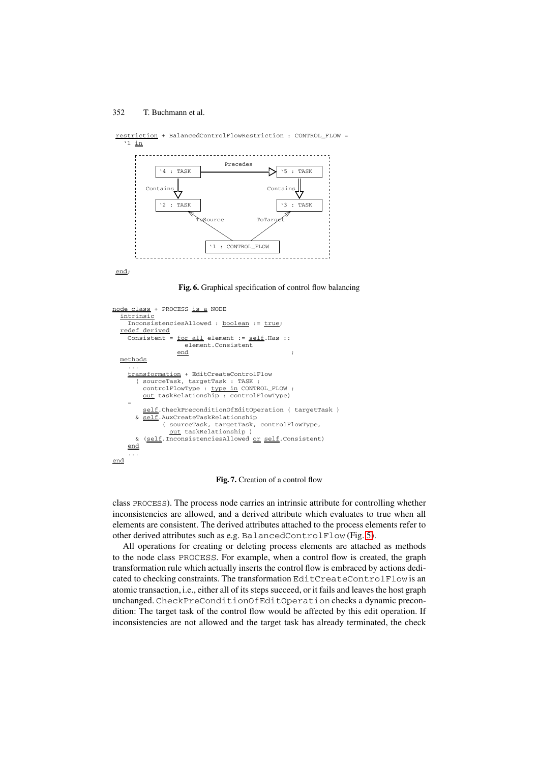```
restriction + BalancedControlFlowRestriction : CONTROL_FLOW =
  `1 in
```

```
          Precedes
 `4 : TASK  ========>  `5 : TASK
    ||                    ||
 Contains              Contains
    \/                    \/
 `2 : TASK             `3 : TASK
      ^                   ^
       \ ToSource  ToTarget /
        \                 /
        `1 : CONTROL_FLOW
```

```
end;
```

**Fig. 6.** Graphical specification of control flow balancing

```
node class + PROCESS is a NODE
  intrinsic
    InconsistenciesAllowed : boolean := true;
  redef derived
    Consistent = for all element := self.Has ::
                    element.Consistent
                 end                          ;
  methods
    ...
    transformation + EditCreateControlFlow
      ( sourceTask, targetTask : TASK ;
        controlFlowType : type in CONTROL_FLOW ;
        out taskRelationship : controlFlowType)
    =
        self.CheckPreconditionOfEditOperation ( targetTask )
      & self.AuxCreateTaskRelationship
            ( sourceTask, targetTask, controlFlowType,
              out taskRelationship )
      & (self.InconsistenciesAllowed or self.Consistent)
    end
    ...
end
```

**Fig. 7.** Creation of a control flow

class PROCESS). The process node carries an intrinsic attribute for controlling whether inconsistencies are allowed, and a derived attribute which evaluates to true when all elements are consistent. The derived attributes attached to the process elements refer to other derived attributes such as e.g. BalancedControlFlow (Fig. 5).

All operations for creating or deleting process elements are attached as methods to the node class PROCESS. For example, when a control flow is created, the graph transformation rule which actually inserts the control flow is embraced by actions dedicated to checking constraints. The transformation EditCreateControlFlow is an atomic transaction, i.e., either all of its steps succeed, or it fails and leaves the host graph unchanged. CheckPreConditionOfEditOperation checks a dynamic precondition: The target task of the control flow would be affected by this edit operation. If inconsistencies are not allowed and the target task has already terminated, the check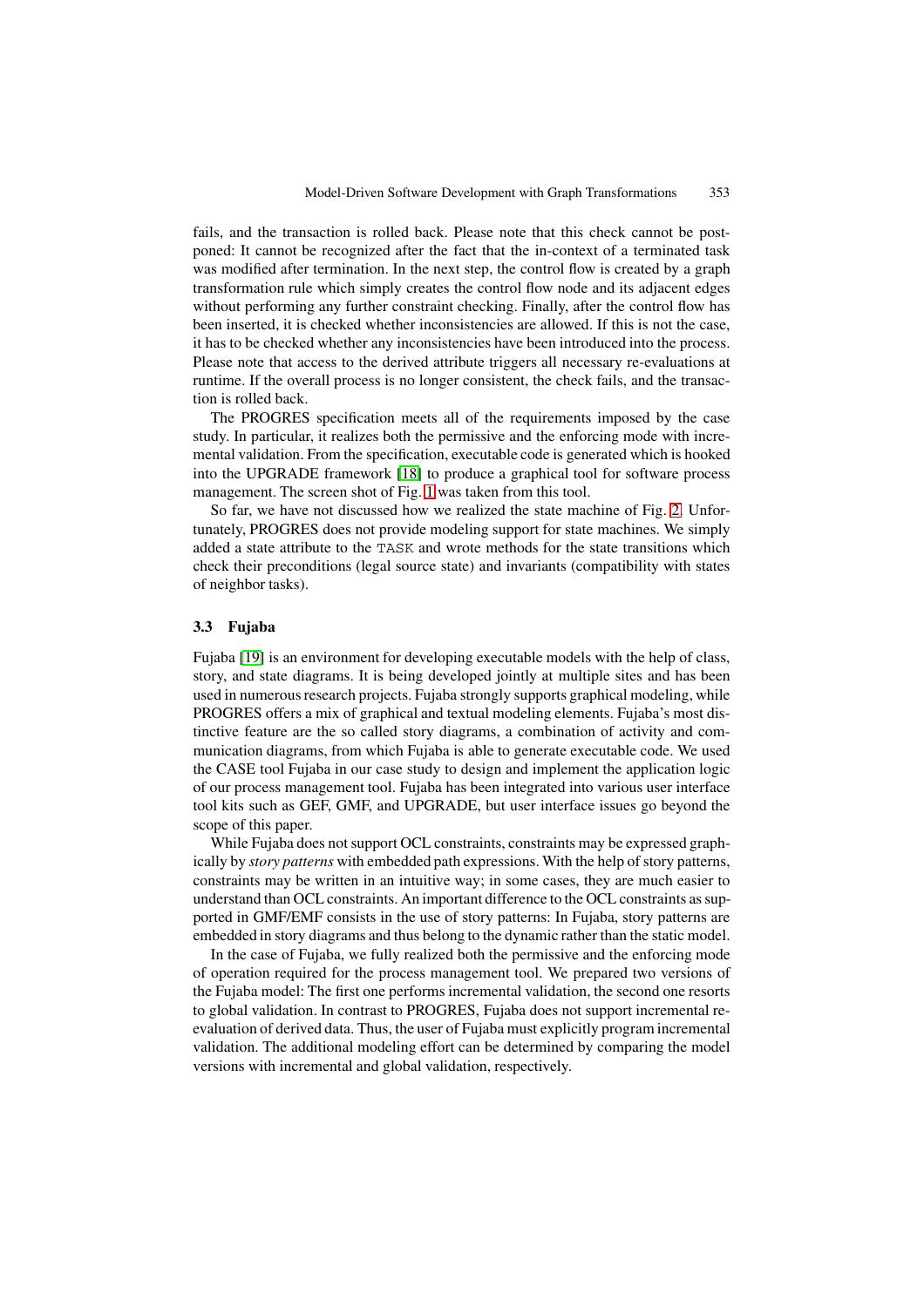fails, and the transaction is rolled back. Please note that this check cannot be postponed: It cannot be recognized after the fact that the in-context of a terminated task was modified after termination. In the next step, the control flow is created by a graph transformation rule which simply creates the control flow node and its adjacent edges without performing any further constraint checking. Finally, after the control flow has been inserted, it is checked whether inconsistencies are allowed. If this is not the case, it has to be checked whether any inconsistencies have been introduced into the process. Please note that access to the derived attribute triggers all necessary re-evaluations at runtime. If the overall process is no longer consistent, the check fails, and the transaction is rolled back.

The PROGRES specification meets all of the requirements imposed by the case study. In particular, it realizes both the permissive and the enforcing mode with incremental validation. From the specification, executable code is generated which is hooked into the UPGRADE framework [18] to produce a graphical tool for software process management. The screen shot of Fig. 1 was taken from this tool.

So far, we have not discussed how we realized the state machine of Fig. 2. Unfortunately, PROGRES does not provide modeling support for state machines. We simply added a state attribute to the `TASK` and wrote methods for the state transitions which check their preconditions (legal source state) and invariants (compatibility with states of neighbor tasks).

### 3.3 Fujaba

Fujaba [19] is an environment for developing executable models with the help of class, story, and state diagrams. It is being developed jointly at multiple sites and has been used in numerous research projects. Fujaba strongly supports graphical modeling, while PROGRES offers a mix of graphical and textual modeling elements. Fujaba's most distinctive feature are the so called story diagrams, a combination of activity and communication diagrams, from which Fujaba is able to generate executable code. We used the CASE tool Fujaba in our case study to design and implement the application logic of our process management tool. Fujaba has been integrated into various user interface tool kits such as GEF, GMF, and UPGRADE, but user interface issues go beyond the scope of this paper.

While Fujaba does not support OCL constraints, constraints may be expressed graphically by *story patterns* with embedded path expressions. With the help of story patterns, constraints may be written in an intuitive way; in some cases, they are much easier to understand than OCL constraints. An important difference to the OCL constraints as supported in GMF/EMF consists in the use of story patterns: In Fujaba, story patterns are embedded in story diagrams and thus belong to the dynamic rather than the static model.

In the case of Fujaba, we fully realized both the permissive and the enforcing mode of operation required for the process management tool. We prepared two versions of the Fujaba model: The first one performs incremental validation, the second one resorts to global validation. In contrast to PROGRES, Fujaba does not support incremental re-evaluation of derived data. Thus, the user of Fujaba must explicitly program incremental validation. The additional modeling effort can be determined by comparing the model versions with incremental and global validation, respectively.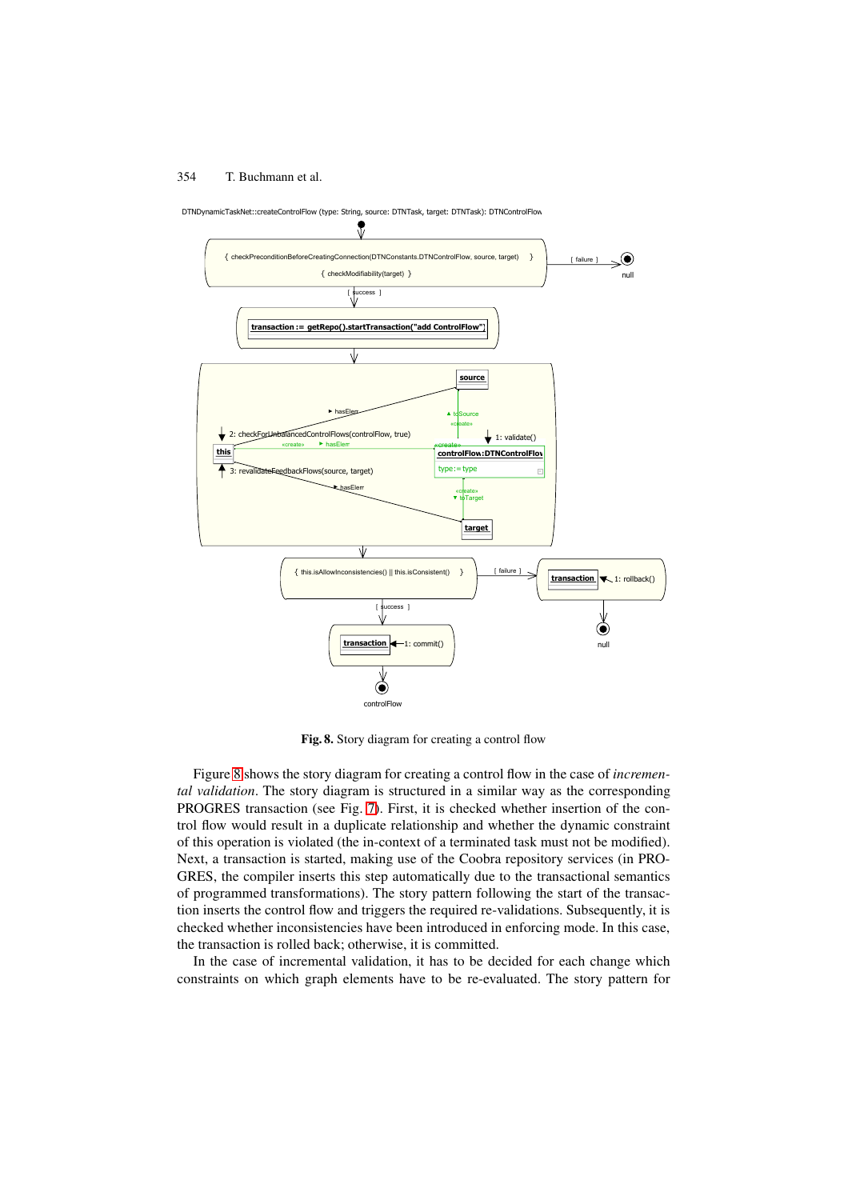DTNDynamicTaskNet::createControlFlow (type: String, source: DTNTask, target: DTNTask): DTNControlFlow

{ checkPreconditionBeforeCreatingConnection(DTNConstants.DTNControlFlow, source, target) }

{ checkModifiability(target) }

[ failure ] null

[ success ]

transaction := getRepo().startTransaction("add ControlFlow")

source

► hasElem

▲ toSource «create»

2: checkForUnbalancedControlFlows(controlFlow, true)

1: validate()

this

«create» ► hasElem

«create»

controlFlow:DTNControlFlow

type:= type

3: revalidateFeedbackFlows(source, target)

► hasElem

«create» ▼ toTarget

target

{ this.isAllowInconsistencies() || this.isConsistent() }

[ failure ]

transaction 1: rollback()

null

[ success ]

transaction 1: commit()

controlFlow

**Fig. 8.** Story diagram for creating a control flow

Figure 8 shows the story diagram for creating a control flow in the case of *incremental validation*. The story diagram is structured in a similar way as the corresponding PROGRES transaction (see Fig. 7). First, it is checked whether insertion of the control flow would result in a duplicate relationship and whether the dynamic constraint of this operation is violated (the in-context of a terminated task must not be modified). Next, a transaction is started, making use of the Coobra repository services (in PROGRES, the compiler inserts this step automatically due to the transactional semantics of programmed transformations). The story pattern following the start of the transaction inserts the control flow and triggers the required re-validations. Subsequently, it is checked whether inconsistencies have been introduced in enforcing mode. In this case, the transaction is rolled back; otherwise, it is committed.

In the case of incremental validation, it has to be decided for each change which constraints on which graph elements have to be re-evaluated. The story pattern for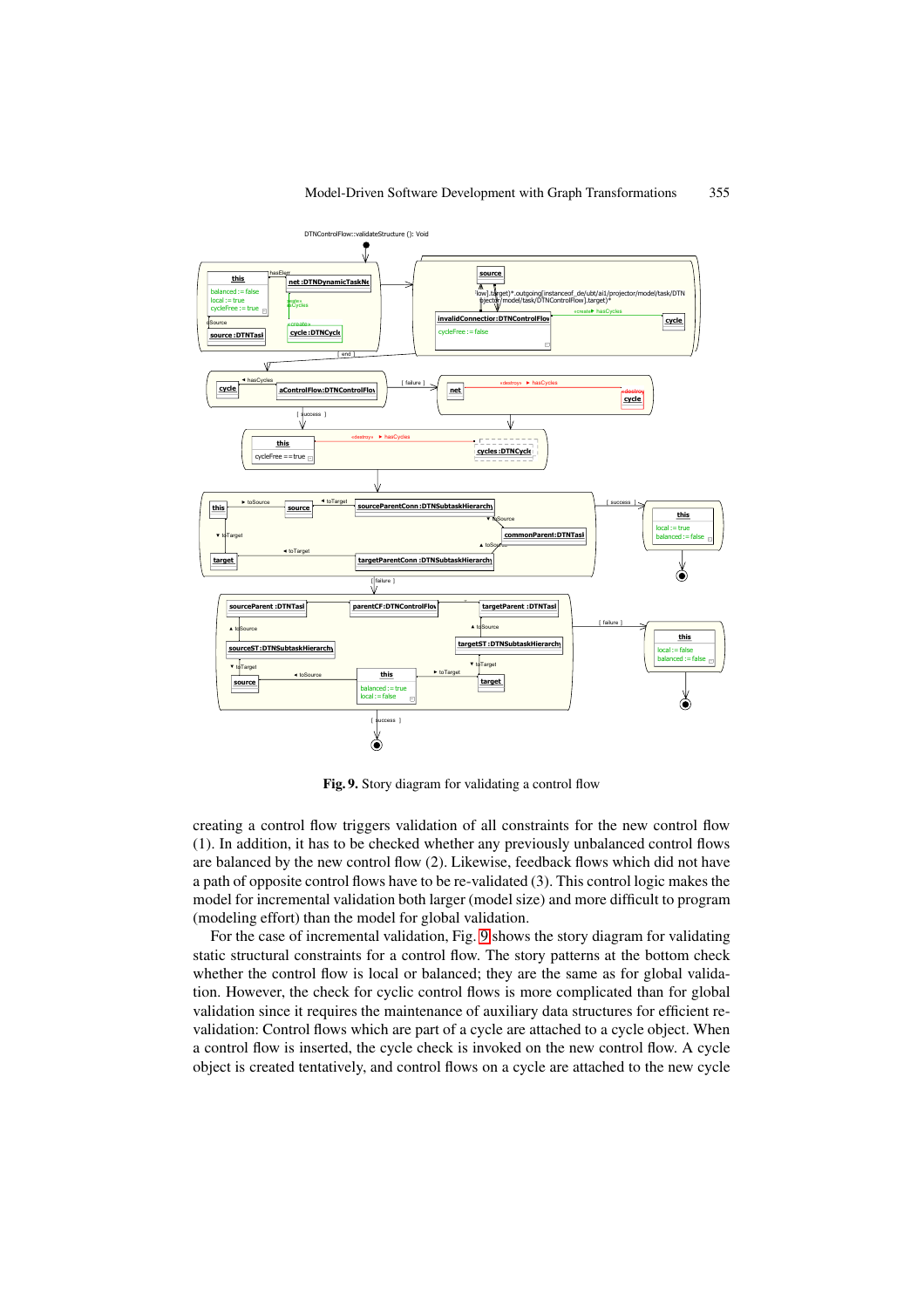Fig. 9. Story diagram for validating a control flow

creating a control flow triggers validation of all constraints for the new control flow (1). In addition, it has to be checked whether any previously unbalanced control flows are balanced by the new control flow (2). Likewise, feedback flows which did not have a path of opposite control flows have to be re-validated (3). This control logic makes the model for incremental validation both larger (model size) and more difficult to program (modeling effort) than the model for global validation.

For the case of incremental validation, Fig. 9 shows the story diagram for validating static structural constraints for a control flow. The story patterns at the bottom check whether the control flow is local or balanced; they are the same as for global validation. However, the check for cyclic control flows is more complicated than for global validation since it requires the maintenance of auxiliary data structures for efficient re-validation: Control flows which are part of a cycle are attached to a cycle object. When a control flow is inserted, the cycle check is invoked on the new control flow. A cycle object is created tentatively, and control flows on a cycle are attached to the new cycle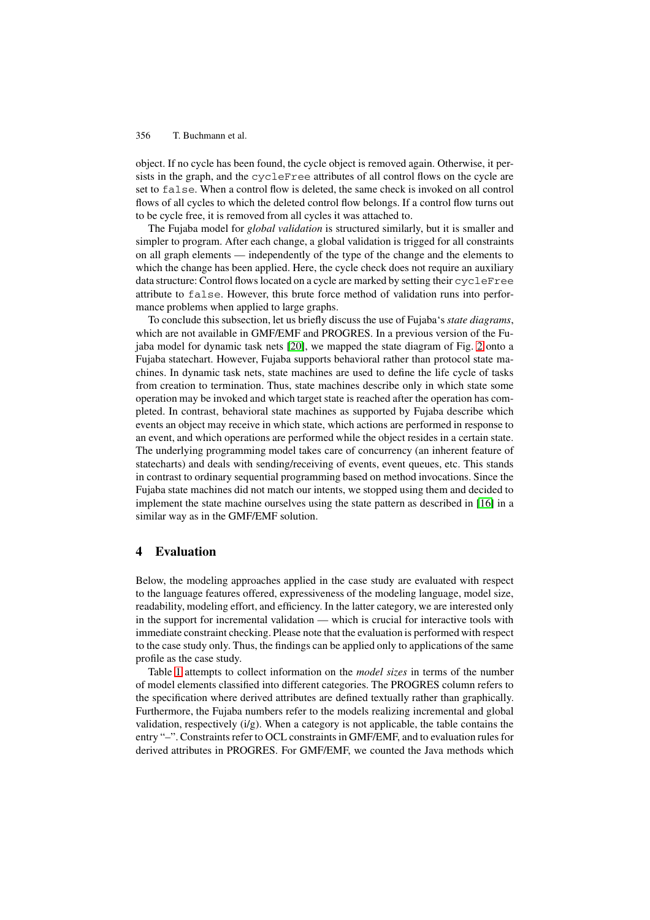object. If no cycle has been found, the cycle object is removed again. Otherwise, it persists in the graph, and the cycleFree attributes of all control flows on the cycle are set to false. When a control flow is deleted, the same check is invoked on all control flows of all cycles to which the deleted control flow belongs. If a control flow turns out to be cycle free, it is removed from all cycles it was attached to.

The Fujaba model for *global validation* is structured similarly, but it is smaller and simpler to program. After each change, a global validation is trigged for all constraints on all graph elements — independently of the type of the change and the elements to which the change has been applied. Here, the cycle check does not require an auxiliary data structure: Control flows located on a cycle are marked by setting their cycleFree attribute to false. However, this brute force method of validation runs into performance problems when applied to large graphs.

To conclude this subsection, let us briefly discuss the use of Fujaba's *state diagrams*, which are not available in GMF/EMF and PROGRES. In a previous version of the Fujaba model for dynamic task nets [20], we mapped the state diagram of Fig. 2 onto a Fujaba statechart. However, Fujaba supports behavioral rather than protocol state machines. In dynamic task nets, state machines are used to define the life cycle of tasks from creation to termination. Thus, state machines describe only in which state some operation may be invoked and which target state is reached after the operation has completed. In contrast, behavioral state machines as supported by Fujaba describe which events an object may receive in which state, which actions are performed in response to an event, and which operations are performed while the object resides in a certain state. The underlying programming model takes care of concurrency (an inherent feature of statecharts) and deals with sending/receiving of events, event queues, etc. This stands in contrast to ordinary sequential programming based on method invocations. Since the Fujaba state machines did not match our intents, we stopped using them and decided to implement the state machine ourselves using the state pattern as described in [16] in a similar way as in the GMF/EMF solution.

## 4 Evaluation

Below, the modeling approaches applied in the case study are evaluated with respect to the language features offered, expressiveness of the modeling language, model size, readability, modeling effort, and efficiency. In the latter category, we are interested only in the support for incremental validation — which is crucial for interactive tools with immediate constraint checking. Please note that the evaluation is performed with respect to the case study only. Thus, the findings can be applied only to applications of the same profile as the case study.

Table 1 attempts to collect information on the *model sizes* in terms of the number of model elements classified into different categories. The PROGRES column refers to the specification where derived attributes are defined textually rather than graphically. Furthermore, the Fujaba numbers refer to the models realizing incremental and global validation, respectively (i/g). When a category is not applicable, the table contains the entry "–". Constraints refer to OCL constraints in GMF/EMF, and to evaluation rules for derived attributes in PROGRES. For GMF/EMF, we counted the Java methods which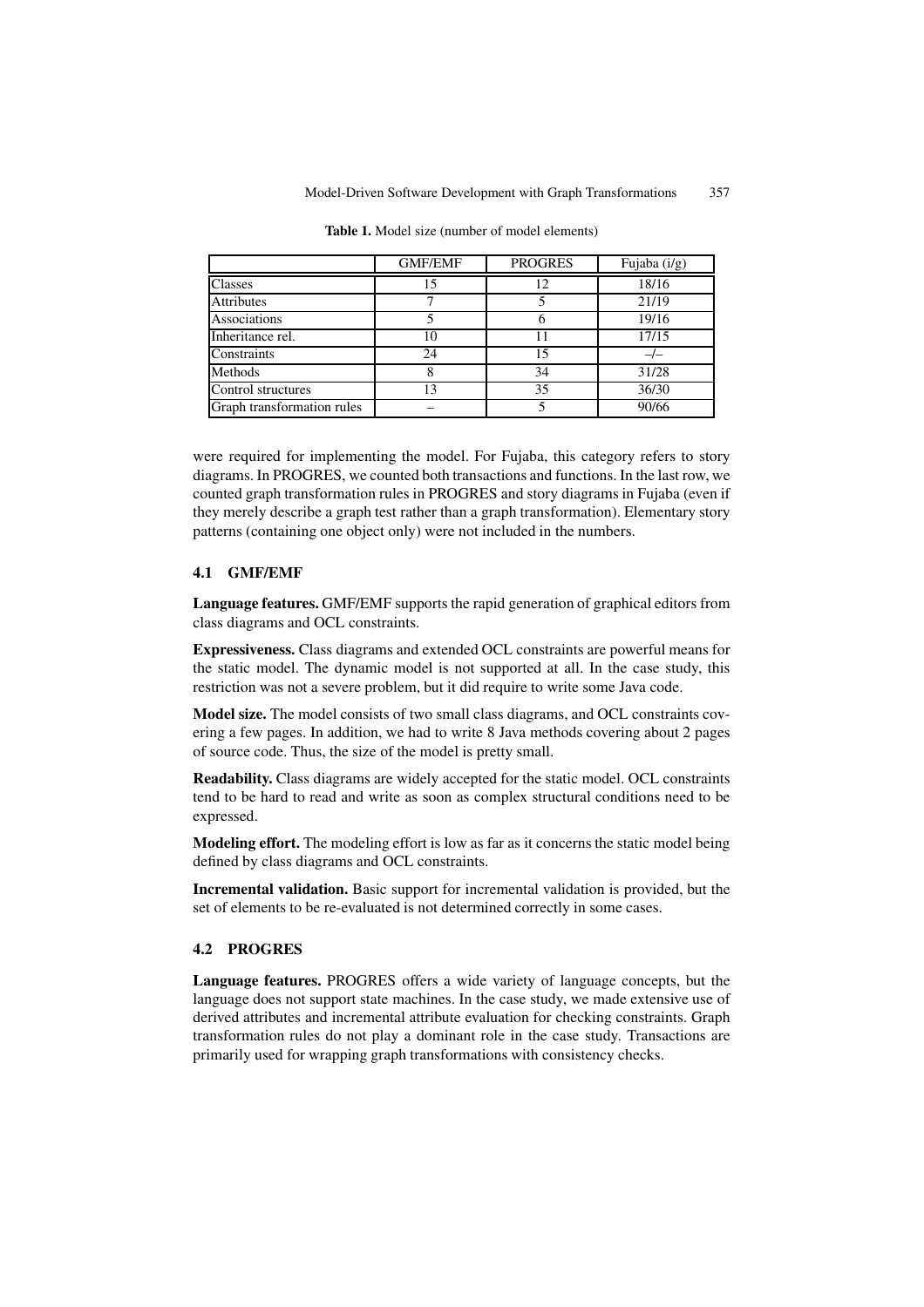**Table 1.** Model size (number of model elements)

| | GMF/EMF | PROGRES | Fujaba (i/g) |
|---|---|---|---|
| Classes | 15 | 12 | 18/16 |
| Attributes | 7 | 5 | 21/19 |
| Associations | 5 | 6 | 19/16 |
| Inheritance rel. | 10 | 11 | 17/15 |
| Constraints | 24 | 15 | –/– |
| Methods | 8 | 34 | 31/28 |
| Control structures | 13 | 35 | 36/30 |
| Graph transformation rules | – | 5 | 90/66 |

were required for implementing the model. For Fujaba, this category refers to story diagrams. In PROGRES, we counted both transactions and functions. In the last row, we counted graph transformation rules in PROGRES and story diagrams in Fujaba (even if they merely describe a graph test rather than a graph transformation). Elementary story patterns (containing one object only) were not included in the numbers.

### 4.1 GMF/EMF

**Language features.** GMF/EMF supports the rapid generation of graphical editors from class diagrams and OCL constraints.

**Expressiveness.** Class diagrams and extended OCL constraints are powerful means for the static model. The dynamic model is not supported at all. In the case study, this restriction was not a severe problem, but it did require to write some Java code.

**Model size.** The model consists of two small class diagrams, and OCL constraints covering a few pages. In addition, we had to write 8 Java methods covering about 2 pages of source code. Thus, the size of the model is pretty small.

**Readability.** Class diagrams are widely accepted for the static model. OCL constraints tend to be hard to read and write as soon as complex structural conditions need to be expressed.

**Modeling effort.** The modeling effort is low as far as it concerns the static model being defined by class diagrams and OCL constraints.

**Incremental validation.** Basic support for incremental validation is provided, but the set of elements to be re-evaluated is not determined correctly in some cases.

### 4.2 PROGRES

**Language features.** PROGRES offers a wide variety of language concepts, but the language does not support state machines. In the case study, we made extensive use of derived attributes and incremental attribute evaluation for checking constraints. Graph transformation rules do not play a dominant role in the case study. Transactions are primarily used for wrapping graph transformations with consistency checks.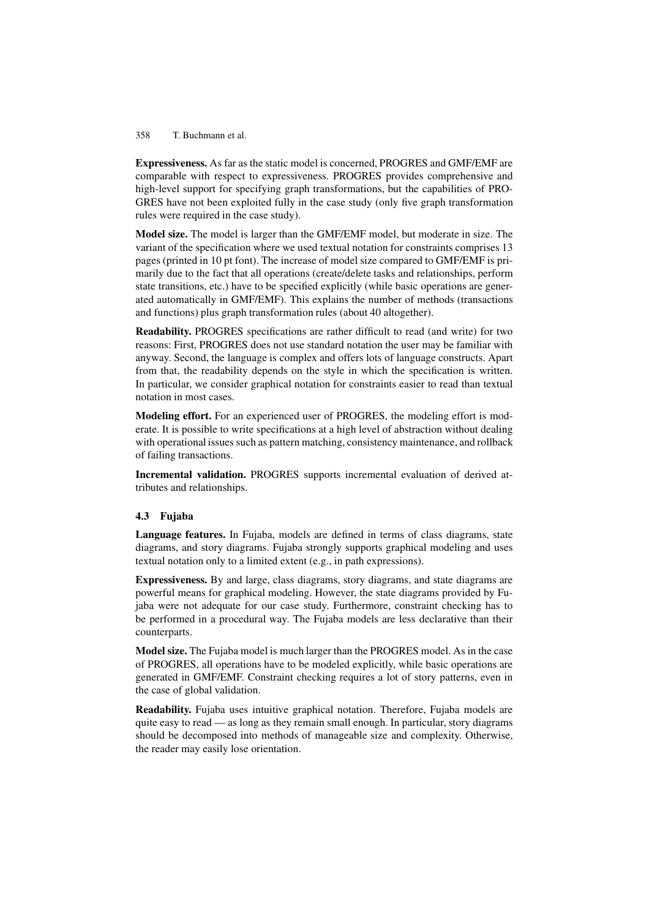**Expressiveness.** As far as the static model is concerned, PROGRES and GMF/EMF are comparable with respect to expressiveness. PROGRES provides comprehensive and high-level support for specifying graph transformations, but the capabilities of PROGRES have not been exploited fully in the case study (only five graph transformation rules were required in the case study).

**Model size.** The model is larger than the GMF/EMF model, but moderate in size. The variant of the specification where we used textual notation for constraints comprises 13 pages (printed in 10 pt font). The increase of model size compared to GMF/EMF is primarily due to the fact that all operations (create/delete tasks and relationships, perform state transitions, etc.) have to be specified explicitly (while basic operations are generated automatically in GMF/EMF). This explains the number of methods (transactions and functions) plus graph transformation rules (about 40 altogether).

**Readability.** PROGRES specifications are rather difficult to read (and write) for two reasons: First, PROGRES does not use standard notation the user may be familiar with anyway. Second, the language is complex and offers lots of language constructs. Apart from that, the readability depends on the style in which the specification is written. In particular, we consider graphical notation for constraints easier to read than textual notation in most cases.

**Modeling effort.** For an experienced user of PROGRES, the modeling effort is moderate. It is possible to write specifications at a high level of abstraction without dealing with operational issues such as pattern matching, consistency maintenance, and rollback of failing transactions.

**Incremental validation.** PROGRES supports incremental evaluation of derived attributes and relationships.

### 4.3 Fujaba

**Language features.** In Fujaba, models are defined in terms of class diagrams, state diagrams, and story diagrams. Fujaba strongly supports graphical modeling and uses textual notation only to a limited extent (e.g., in path expressions).

**Expressiveness.** By and large, class diagrams, story diagrams, and state diagrams are powerful means for graphical modeling. However, the state diagrams provided by Fujaba were not adequate for our case study. Furthermore, constraint checking has to be performed in a procedural way. The Fujaba models are less declarative than their counterparts.

**Model size.** The Fujaba model is much larger than the PROGRES model. As in the case of PROGRES, all operations have to be modeled explicitly, while basic operations are generated in GMF/EMF. Constraint checking requires a lot of story patterns, even in the case of global validation.

**Readability.** Fujaba uses intuitive graphical notation. Therefore, Fujaba models are quite easy to read — as long as they remain small enough. In particular, story diagrams should be decomposed into methods of manageable size and complexity. Otherwise, the reader may easily lose orientation.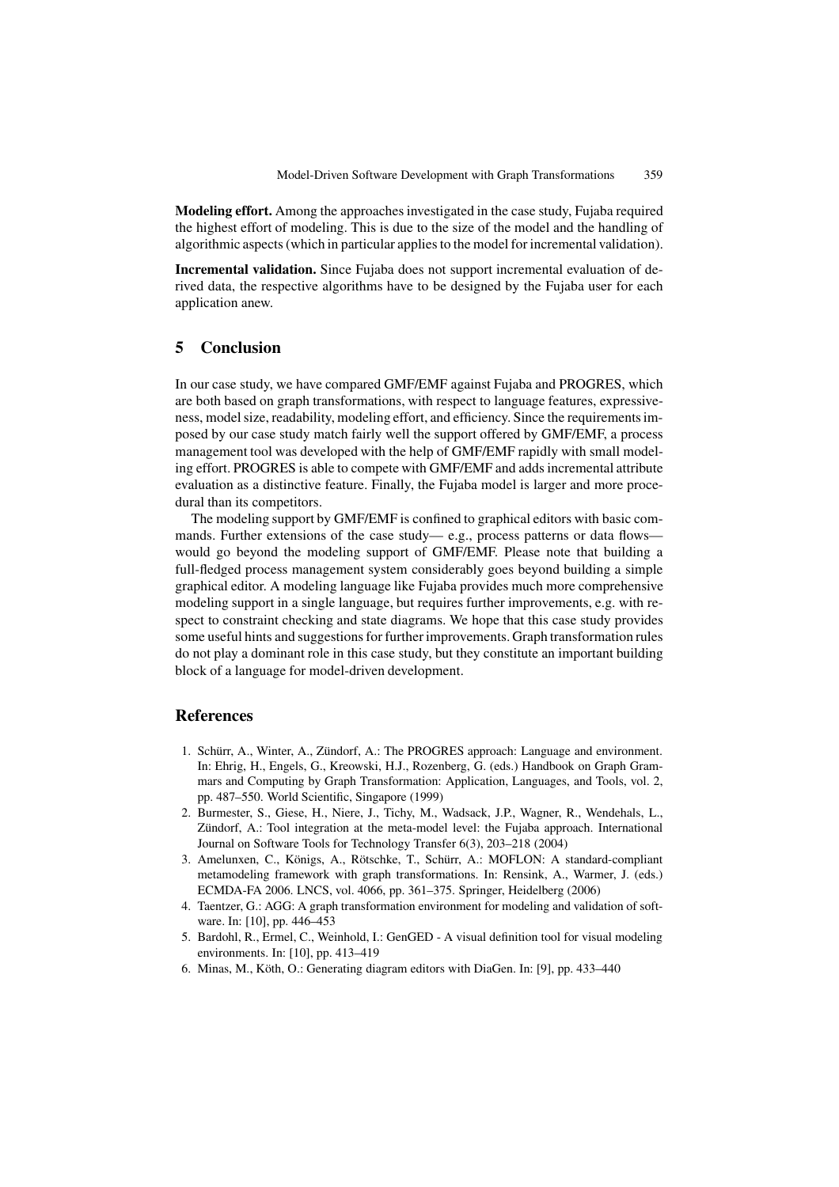**Modeling effort.** Among the approaches investigated in the case study, Fujaba required the highest effort of modeling. This is due to the size of the model and the handling of algorithmic aspects (which in particular applies to the model for incremental validation).

**Incremental validation.** Since Fujaba does not support incremental evaluation of derived data, the respective algorithms have to be designed by the Fujaba user for each application anew.

## 5 Conclusion

In our case study, we have compared GMF/EMF against Fujaba and PROGRES, which are both based on graph transformations, with respect to language features, expressiveness, model size, readability, modeling effort, and efficiency. Since the requirements imposed by our case study match fairly well the support offered by GMF/EMF, a process management tool was developed with the help of GMF/EMF rapidly with small modeling effort. PROGRES is able to compete with GMF/EMF and adds incremental attribute evaluation as a distinctive feature. Finally, the Fujaba model is larger and more procedural than its competitors.

The modeling support by GMF/EMF is confined to graphical editors with basic commands. Further extensions of the case study— e.g., process patterns or data flows— would go beyond the modeling support of GMF/EMF. Please note that building a full-fledged process management system considerably goes beyond building a simple graphical editor. A modeling language like Fujaba provides much more comprehensive modeling support in a single language, but requires further improvements, e.g. with respect to constraint checking and state diagrams. We hope that this case study provides some useful hints and suggestions for further improvements. Graph transformation rules do not play a dominant role in this case study, but they constitute an important building block of a language for model-driven development.

## References

1. Schürr, A., Winter, A., Zündorf, A.: The PROGRES approach: Language and environment. In: Ehrig, H., Engels, G., Kreowski, H.J., Rozenberg, G. (eds.) Handbook on Graph Grammars and Computing by Graph Transformation: Application, Languages, and Tools, vol. 2, pp. 487–550. World Scientific, Singapore (1999)
2. Burmester, S., Giese, H., Niere, J., Tichy, M., Wadsack, J.P., Wagner, R., Wendehals, L., Zündorf, A.: Tool integration at the meta-model level: the Fujaba approach. International Journal on Software Tools for Technology Transfer 6(3), 203–218 (2004)
3. Amelunxen, C., Königs, A., Rötschke, T., Schürr, A.: MOFLON: A standard-compliant metamodeling framework with graph transformations. In: Rensink, A., Warmer, J. (eds.) ECMDA-FA 2006. LNCS, vol. 4066, pp. 361–375. Springer, Heidelberg (2006)
4. Taentzer, G.: AGG: A graph transformation environment for modeling and validation of software. In: [10], pp. 446–453
5. Bardohl, R., Ermel, C., Weinhold, I.: GenGED - A visual definition tool for visual modeling environments. In: [10], pp. 413–419
6. Minas, M., Köth, O.: Generating diagram editors with DiaGen. In: [9], pp. 433–440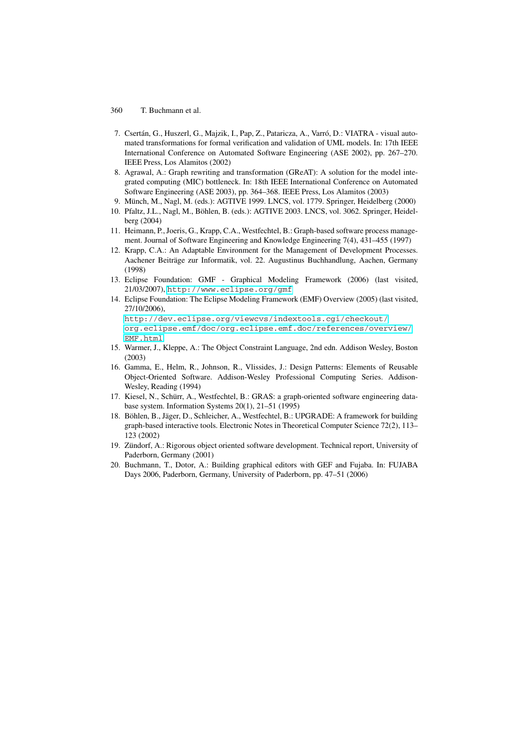7. Csertán, G., Huszerl, G., Majzik, I., Pap, Z., Pataricza, A., Varró, D.: VIATRA - visual automated transformations for formal verification and validation of UML models. In: 17th IEEE International Conference on Automated Software Engineering (ASE 2002), pp. 267–270. IEEE Press, Los Alamitos (2002)
8. Agrawal, A.: Graph rewriting and transformation (GReAT): A solution for the model integrated computing (MIC) bottleneck. In: 18th IEEE International Conference on Automated Software Engineering (ASE 2003), pp. 364–368. IEEE Press, Los Alamitos (2003)
9. Münch, M., Nagl, M. (eds.): AGTIVE 1999. LNCS, vol. 1779. Springer, Heidelberg (2000)
10. Pfaltz, J.L., Nagl, M., Böhlen, B. (eds.): AGTIVE 2003. LNCS, vol. 3062. Springer, Heidelberg (2004)
11. Heimann, P., Joeris, G., Krapp, C.A., Westfechtel, B.: Graph-based software process management. Journal of Software Engineering and Knowledge Engineering 7(4), 431–455 (1997)
12. Krapp, C.A.: An Adaptable Environment for the Management of Development Processes. Aachener Beiträge zur Informatik, vol. 22. Augustinus Buchhandlung, Aachen, Germany (1998)
13. Eclipse Foundation: GMF - Graphical Modeling Framework (2006) (last visited, 21/03/2007), http://www.eclipse.org/gmf
14. Eclipse Foundation: The Eclipse Modeling Framework (EMF) Overview (2005) (last visited, 27/10/2006), http://dev.eclipse.org/viewcvs/indextools.cgi/checkout/org.eclipse.emf/doc/org.eclipse.emf.doc/references/overview/EMF.html
15. Warmer, J., Kleppe, A.: The Object Constraint Language, 2nd edn. Addison Wesley, Boston (2003)
16. Gamma, E., Helm, R., Johnson, R., Vlissides, J.: Design Patterns: Elements of Reusable Object-Oriented Software. Addison-Wesley Professional Computing Series. Addison-Wesley, Reading (1994)
17. Kiesel, N., Schürr, A., Westfechtel, B.: GRAS: a graph-oriented software engineering database system. Information Systems 20(1), 21–51 (1995)
18. Böhlen, B., Jäger, D., Schleicher, A., Westfechtel, B.: UPGRADE: A framework for building graph-based interactive tools. Electronic Notes in Theoretical Computer Science 72(2), 113–123 (2002)
19. Zündorf, A.: Rigorous object oriented software development. Technical report, University of Paderborn, Germany (2001)
20. Buchmann, T., Dotor, A.: Building graphical editors with GEF and Fujaba. In: FUJABA Days 2006, Paderborn, Germany, University of Paderborn, pp. 47–51 (2006)